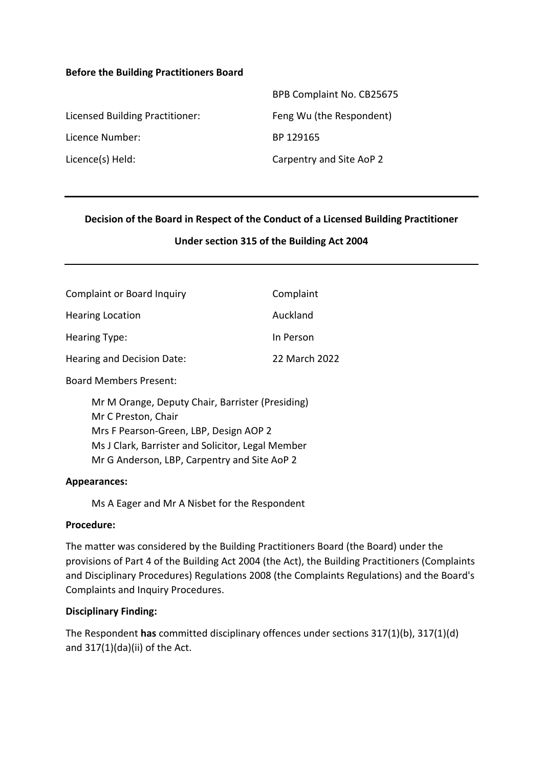**Before the Building Practitioners Board**

| | |
|---|---|
| | BPB Complaint No. CB25675 |
| Licensed Building Practitioner: | Feng Wu (the Respondent) |
| Licence Number: | BP 129165 |
| Licence(s) Held: | Carpentry and Site AoP 2 |

---

**Decision of the Board in Respect of the Conduct of a Licensed Building Practitioner**

**Under section 315 of the Building Act 2004**

---

| | |
|---|---|
| Complaint or Board Inquiry | Complaint |
| Hearing Location | Auckland |
| Hearing Type: | In Person |
| Hearing and Decision Date: | 22 March 2022 |

Board Members Present:

Mr M Orange, Deputy Chair, Barrister (Presiding)
Mr C Preston, Chair
Mrs F Pearson-Green, LBP, Design AOP 2
Ms J Clark, Barrister and Solicitor, Legal Member
Mr G Anderson, LBP, Carpentry and Site AoP 2

**Appearances:**

Ms A Eager and Mr A Nisbet for the Respondent

**Procedure:**

The matter was considered by the Building Practitioners Board (the Board) under the provisions of Part 4 of the Building Act 2004 (the Act), the Building Practitioners (Complaints and Disciplinary Procedures) Regulations 2008 (the Complaints Regulations) and the Board's Complaints and Inquiry Procedures.

**Disciplinary Finding:**

The Respondent **has** committed disciplinary offences under sections 317(1)(b), 317(1)(d) and 317(1)(da)(ii) of the Act.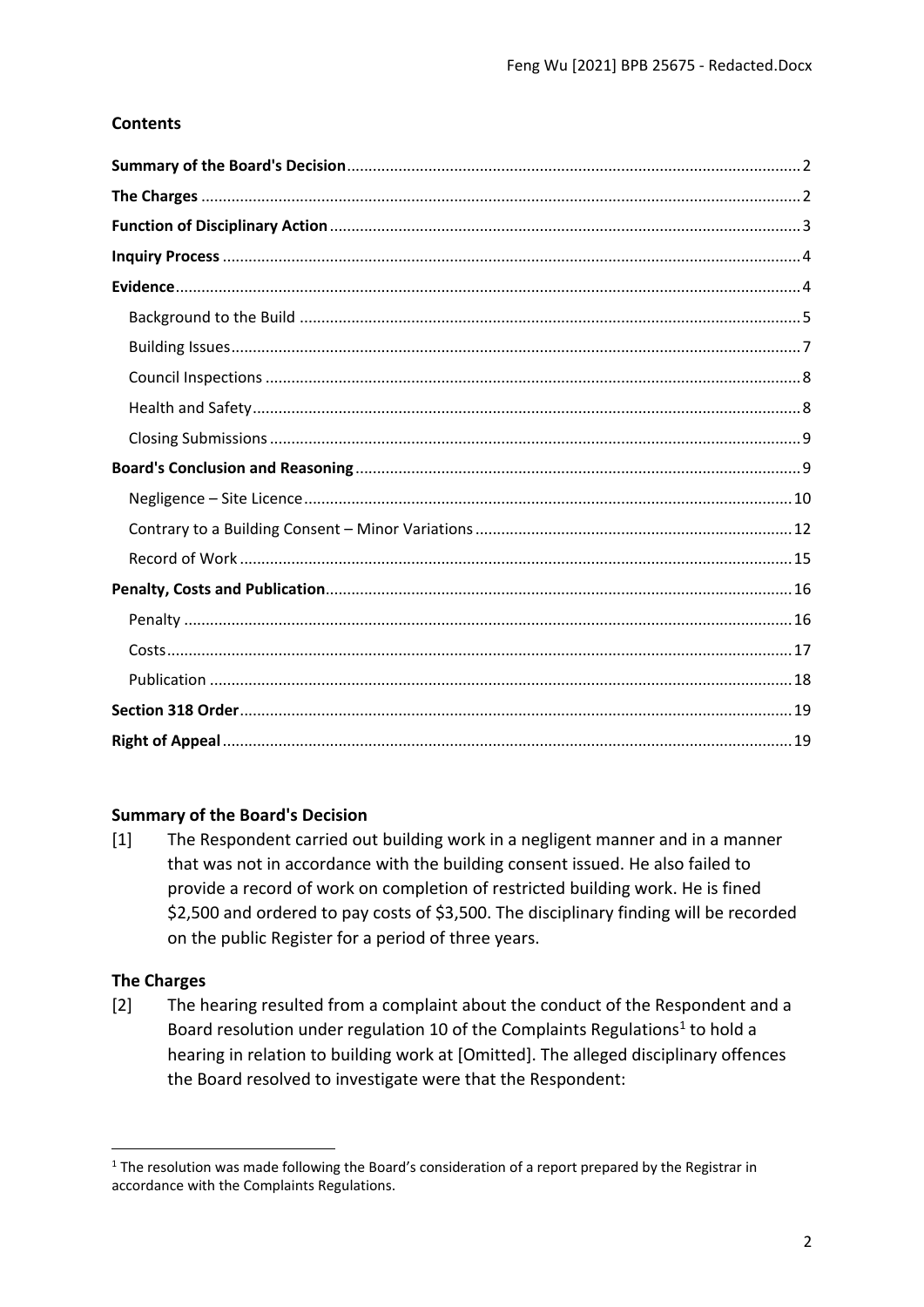## Contents

**Summary of the Board's Decision** 2
**The Charges** 2
**Function of Disciplinary Action** 3
**Inquiry Process** 4
**Evidence** 4
- Background to the Build 5
- Building Issues 7
- Council Inspections 8
- Health and Safety 8
- Closing Submissions 9

**Board's Conclusion and Reasoning** 9
- Negligence – Site Licence 10
- Contrary to a Building Consent – Minor Variations 12
- Record of Work 15

**Penalty, Costs and Publication** 16
- Penalty 16
- Costs 17
- Publication 18

**Section 318 Order** 19
**Right of Appeal** 19

## Summary of the Board's Decision

[1] The Respondent carried out building work in a negligent manner and in a manner that was not in accordance with the building consent issued. He also failed to provide a record of work on completion of restricted building work. He is fined $2,500 and ordered to pay costs of $3,500. The disciplinary finding will be recorded on the public Register for a period of three years.

## The Charges

[2] The hearing resulted from a complaint about the conduct of the Respondent and a Board resolution under regulation 10 of the Complaints Regulations[1] to hold a hearing in relation to building work at [Omitted]. The alleged disciplinary offences the Board resolved to investigate were that the Respondent:

[1] The resolution was made following the Board's consideration of a report prepared by the Registrar in accordance with the Complaints Regulations.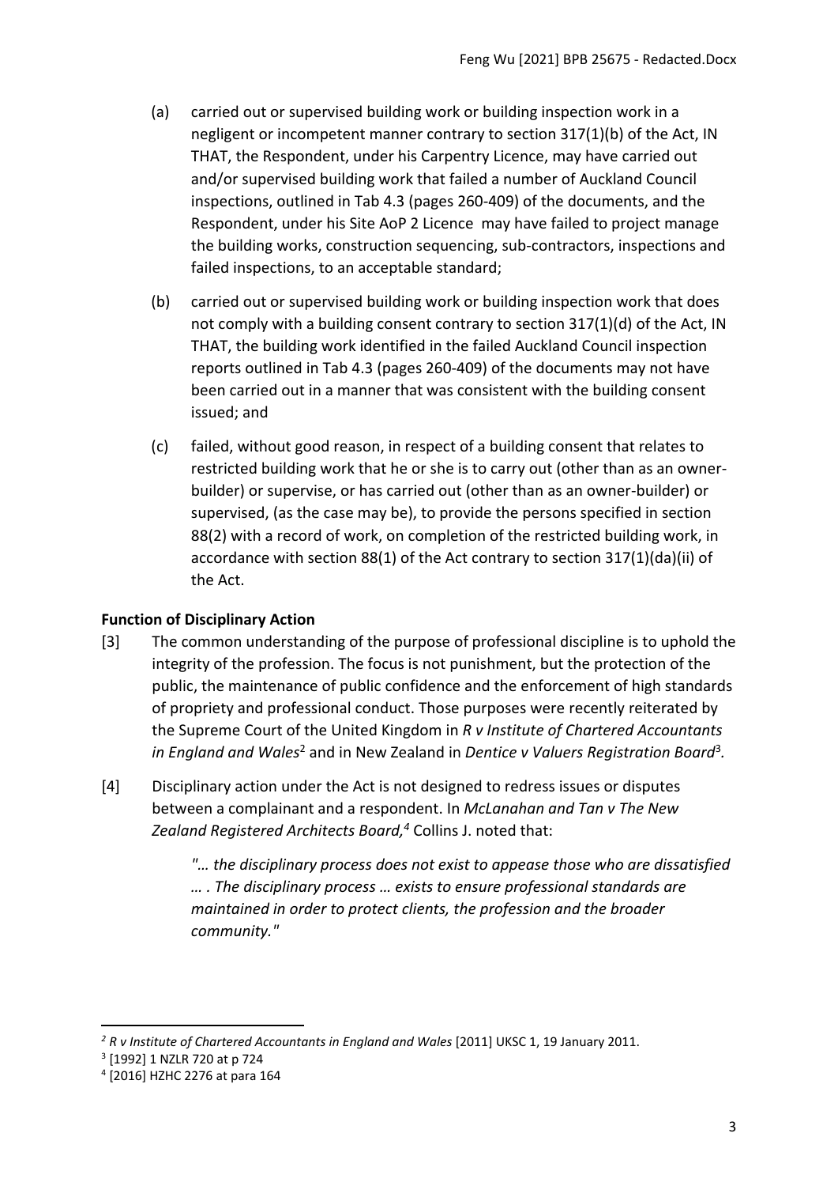(a) carried out or supervised building work or building inspection work in a negligent or incompetent manner contrary to section 317(1)(b) of the Act, IN THAT, the Respondent, under his Carpentry Licence, may have carried out and/or supervised building work that failed a number of Auckland Council inspections, outlined in Tab 4.3 (pages 260-409) of the documents, and the Respondent, under his Site AoP 2 Licence may have failed to project manage the building works, construction sequencing, sub-contractors, inspections and failed inspections, to an acceptable standard;

(b) carried out or supervised building work or building inspection work that does not comply with a building consent contrary to section 317(1)(d) of the Act, IN THAT, the building work identified in the failed Auckland Council inspection reports outlined in Tab 4.3 (pages 260-409) of the documents may not have been carried out in a manner that was consistent with the building consent issued; and

(c) failed, without good reason, in respect of a building consent that relates to restricted building work that he or she is to carry out (other than as an owner-builder) or supervise, or has carried out (other than as an owner-builder) or supervised, (as the case may be), to provide the persons specified in section 88(2) with a record of work, on completion of the restricted building work, in accordance with section 88(1) of the Act contrary to section 317(1)(da)(ii) of the Act.

## Function of Disciplinary Action

[3] The common understanding of the purpose of professional discipline is to uphold the integrity of the profession. The focus is not punishment, but the protection of the public, the maintenance of public confidence and the enforcement of high standards of propriety and professional conduct. Those purposes were recently reiterated by the Supreme Court of the United Kingdom in *R v Institute of Chartered Accountants in England and Wales*[2] and in New Zealand in *Dentice v Valuers Registration Board*[3].

[4] Disciplinary action under the Act is not designed to redress issues or disputes between a complainant and a respondent. In *McLanahan and Tan v The New Zealand Registered Architects Board,*[4] Collins J. noted that:

> *"… the disciplinary process does not exist to appease those who are dissatisfied … . The disciplinary process … exists to ensure professional standards are maintained in order to protect clients, the profession and the broader community."*

---

[2] *R v Institute of Chartered Accountants in England and Wales* [2011] UKSC 1, 19 January 2011.

[3] [1992] 1 NZLR 720 at p 724

[4] [2016] HZHC 2276 at para 164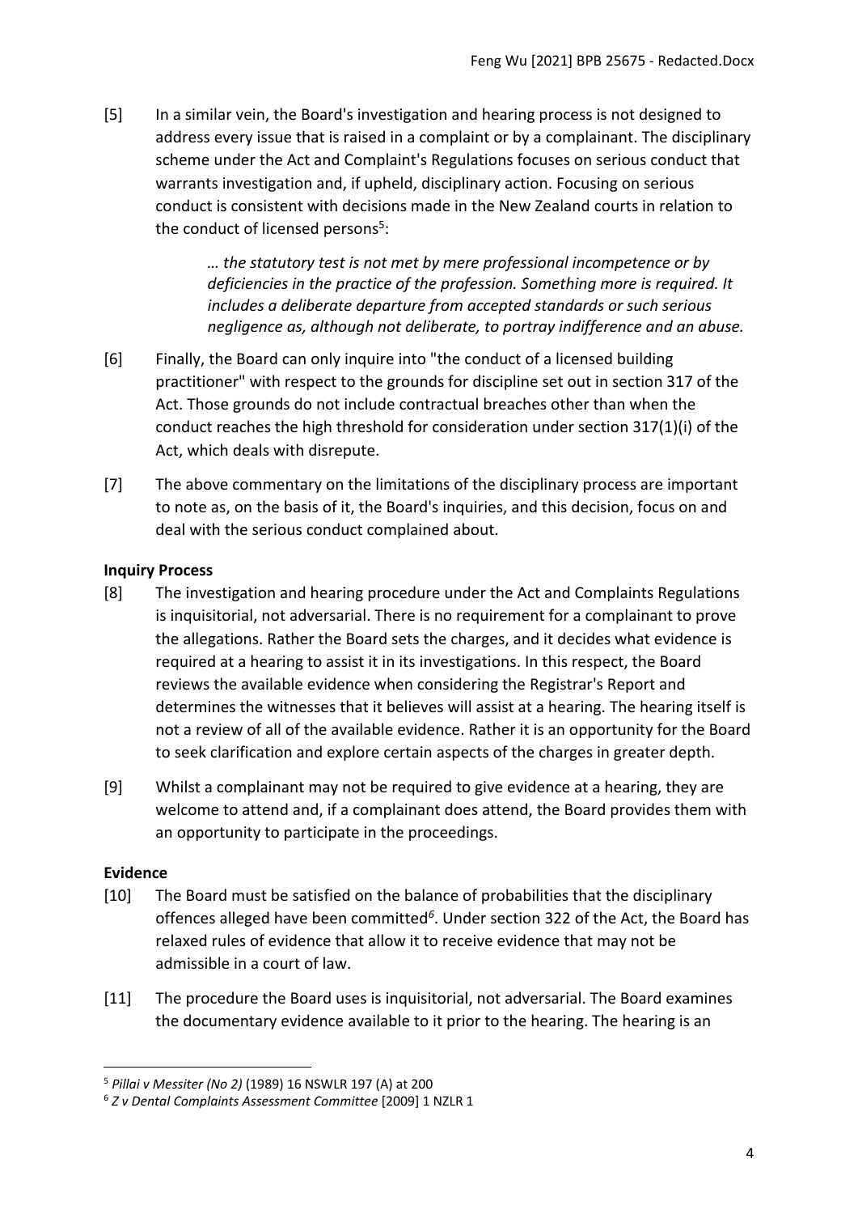[5] In a similar vein, the Board's investigation and hearing process is not designed to address every issue that is raised in a complaint or by a complainant. The disciplinary scheme under the Act and Complaint's Regulations focuses on serious conduct that warrants investigation and, if upheld, disciplinary action. Focusing on serious conduct is consistent with decisions made in the New Zealand courts in relation to the conduct of licensed persons[5]:

> *… the statutory test is not met by mere professional incompetence or by deficiencies in the practice of the profession. Something more is required. It includes a deliberate departure from accepted standards or such serious negligence as, although not deliberate, to portray indifference and an abuse.*

[6] Finally, the Board can only inquire into "the conduct of a licensed building practitioner" with respect to the grounds for discipline set out in section 317 of the Act. Those grounds do not include contractual breaches other than when the conduct reaches the high threshold for consideration under section 317(1)(i) of the Act, which deals with disrepute.

[7] The above commentary on the limitations of the disciplinary process are important to note as, on the basis of it, the Board's inquiries, and this decision, focus on and deal with the serious conduct complained about.

**Inquiry Process**

[8] The investigation and hearing procedure under the Act and Complaints Regulations is inquisitorial, not adversarial. There is no requirement for a complainant to prove the allegations. Rather the Board sets the charges, and it decides what evidence is required at a hearing to assist it in its investigations. In this respect, the Board reviews the available evidence when considering the Registrar's Report and determines the witnesses that it believes will assist at a hearing. The hearing itself is not a review of all of the available evidence. Rather it is an opportunity for the Board to seek clarification and explore certain aspects of the charges in greater depth.

[9] Whilst a complainant may not be required to give evidence at a hearing, they are welcome to attend and, if a complainant does attend, the Board provides them with an opportunity to participate in the proceedings.

**Evidence**

[10] The Board must be satisfied on the balance of probabilities that the disciplinary offences alleged have been committed[6]. Under section 322 of the Act, the Board has relaxed rules of evidence that allow it to receive evidence that may not be admissible in a court of law.

[11] The procedure the Board uses is inquisitorial, not adversarial. The Board examines the documentary evidence available to it prior to the hearing. The hearing is an

---

[5] *Pillai v Messiter (No 2)* (1989) 16 NSWLR 197 (A) at 200

[6] *Z v Dental Complaints Assessment Committee* [2009] 1 NZLR 1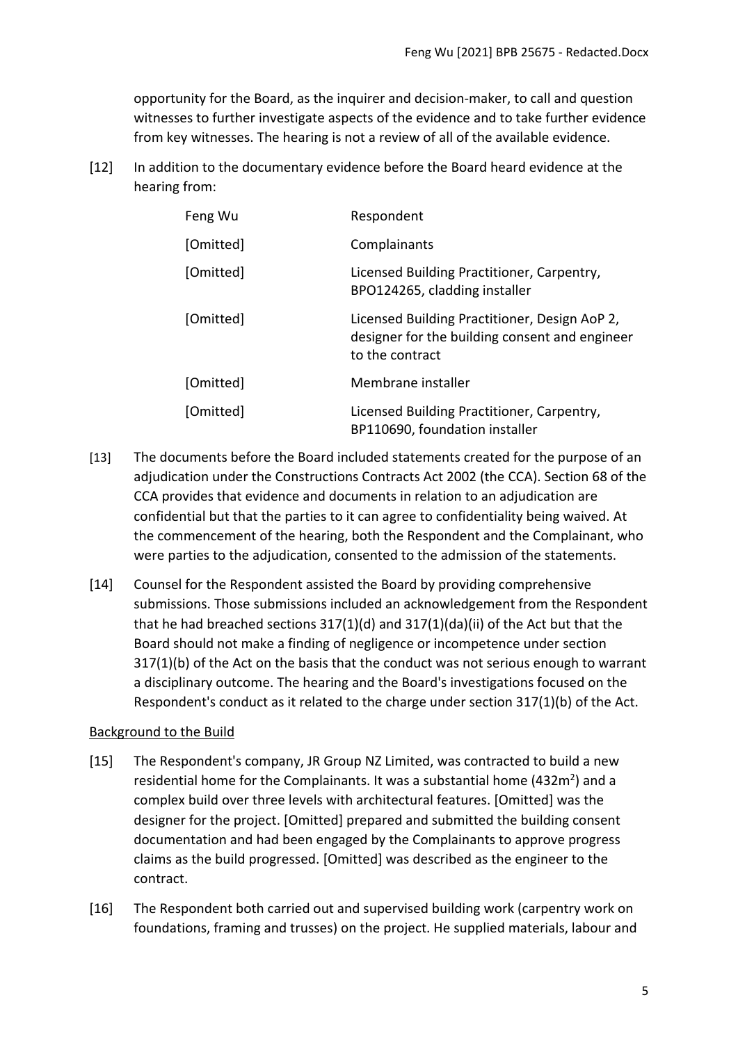opportunity for the Board, as the inquirer and decision-maker, to call and question witnesses to further investigate aspects of the evidence and to take further evidence from key witnesses. The hearing is not a review of all of the available evidence.

[12] In addition to the documentary evidence before the Board heard evidence at the hearing from:

| | |
|---|---|
| Feng Wu | Respondent |
| [Omitted] | Complainants |
| [Omitted] | Licensed Building Practitioner, Carpentry, BPO124265, cladding installer |
| [Omitted] | Licensed Building Practitioner, Design AoP 2, designer for the building consent and engineer to the contract |
| [Omitted] | Membrane installer |
| [Omitted] | Licensed Building Practitioner, Carpentry, BP110690, foundation installer |

[13] The documents before the Board included statements created for the purpose of an adjudication under the Constructions Contracts Act 2002 (the CCA). Section 68 of the CCA provides that evidence and documents in relation to an adjudication are confidential but that the parties to it can agree to confidentiality being waived. At the commencement of the hearing, both the Respondent and the Complainant, who were parties to the adjudication, consented to the admission of the statements.

[14] Counsel for the Respondent assisted the Board by providing comprehensive submissions. Those submissions included an acknowledgement from the Respondent that he had breached sections 317(1)(d) and 317(1)(da)(ii) of the Act but that the Board should not make a finding of negligence or incompetence under section 317(1)(b) of the Act on the basis that the conduct was not serious enough to warrant a disciplinary outcome. The hearing and the Board's investigations focused on the Respondent's conduct as it related to the charge under section 317(1)(b) of the Act.

Background to the Build

[15] The Respondent's company, JR Group NZ Limited, was contracted to build a new residential home for the Complainants. It was a substantial home (432m$^2$) and a complex build over three levels with architectural features. [Omitted] was the designer for the project. [Omitted] prepared and submitted the building consent documentation and had been engaged by the Complainants to approve progress claims as the build progressed. [Omitted] was described as the engineer to the contract.

[16] The Respondent both carried out and supervised building work (carpentry work on foundations, framing and trusses) on the project. He supplied materials, labour and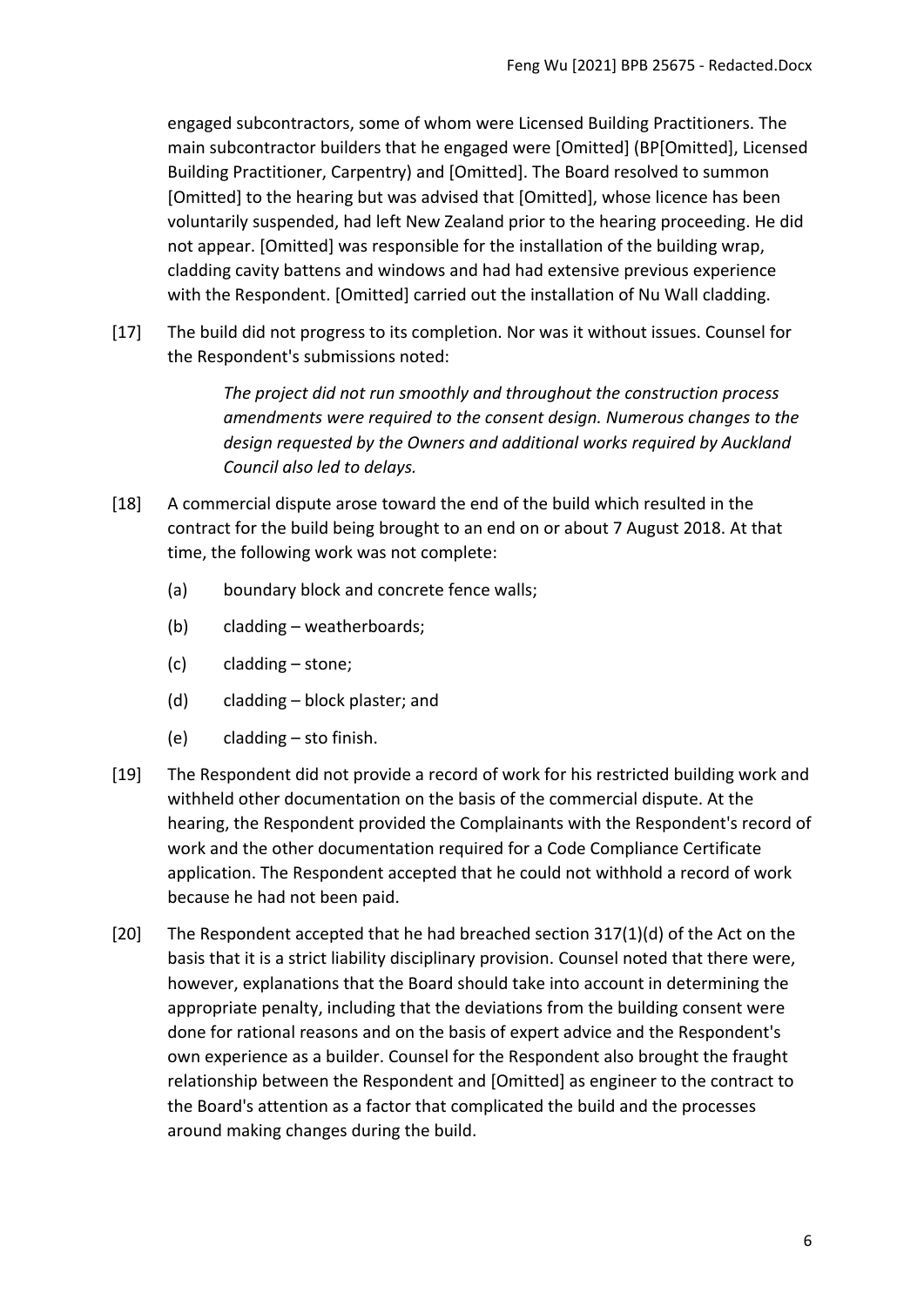engaged subcontractors, some of whom were Licensed Building Practitioners. The main subcontractor builders that he engaged were [Omitted] (BP[Omitted], Licensed Building Practitioner, Carpentry) and [Omitted]. The Board resolved to summon [Omitted] to the hearing but was advised that [Omitted], whose licence has been voluntarily suspended, had left New Zealand prior to the hearing proceeding. He did not appear. [Omitted] was responsible for the installation of the building wrap, cladding cavity battens and windows and had had extensive previous experience with the Respondent. [Omitted] carried out the installation of Nu Wall cladding.

[17] The build did not progress to its completion. Nor was it without issues. Counsel for the Respondent's submissions noted:

> *The project did not run smoothly and throughout the construction process amendments were required to the consent design. Numerous changes to the design requested by the Owners and additional works required by Auckland Council also led to delays.*

[18] A commercial dispute arose toward the end of the build which resulted in the contract for the build being brought to an end on or about 7 August 2018. At that time, the following work was not complete:

(a) boundary block and concrete fence walls;

(b) cladding – weatherboards;

(c) cladding – stone;

(d) cladding – block plaster; and

(e) cladding – sto finish.

[19] The Respondent did not provide a record of work for his restricted building work and withheld other documentation on the basis of the commercial dispute. At the hearing, the Respondent provided the Complainants with the Respondent's record of work and the other documentation required for a Code Compliance Certificate application. The Respondent accepted that he could not withhold a record of work because he had not been paid.

[20] The Respondent accepted that he had breached section 317(1)(d) of the Act on the basis that it is a strict liability disciplinary provision. Counsel noted that there were, however, explanations that the Board should take into account in determining the appropriate penalty, including that the deviations from the building consent were done for rational reasons and on the basis of expert advice and the Respondent's own experience as a builder. Counsel for the Respondent also brought the fraught relationship between the Respondent and [Omitted] as engineer to the contract to the Board's attention as a factor that complicated the build and the processes around making changes during the build.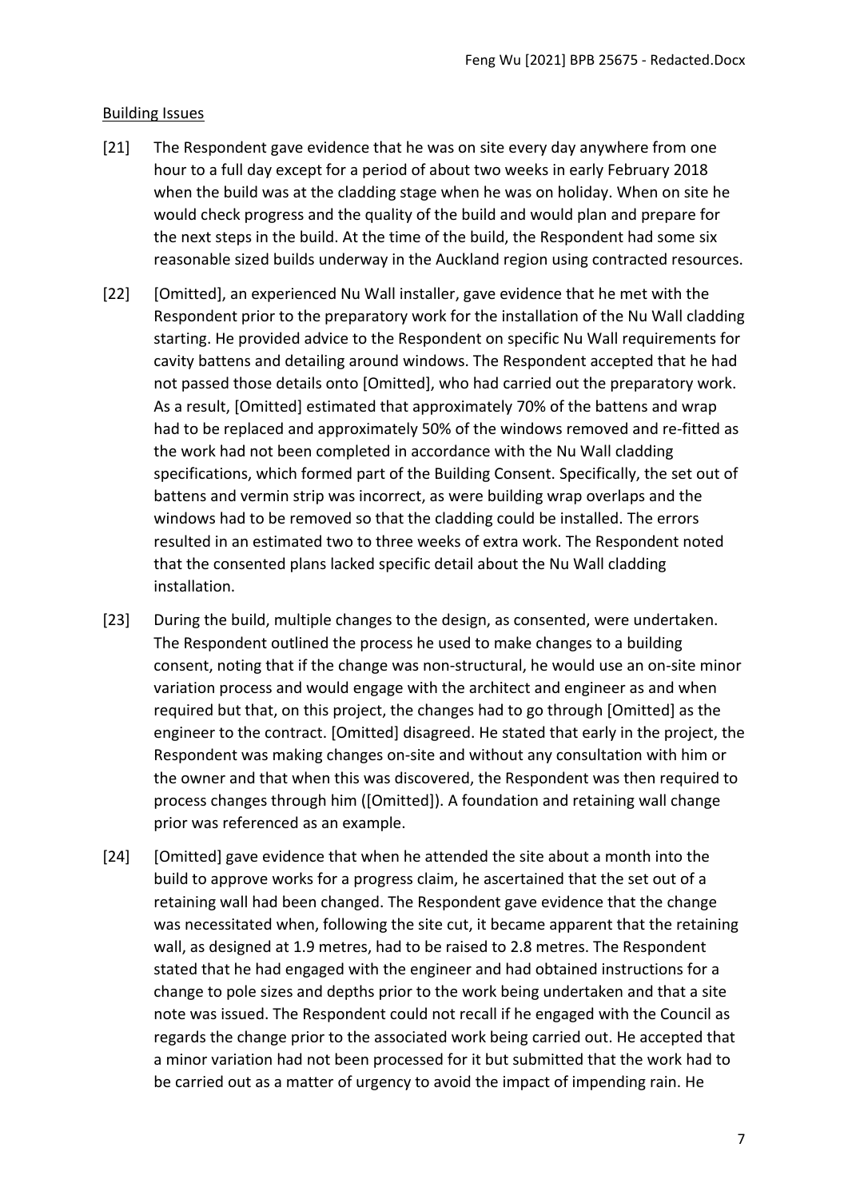Building Issues

[21] The Respondent gave evidence that he was on site every day anywhere from one hour to a full day except for a period of about two weeks in early February 2018 when the build was at the cladding stage when he was on holiday. When on site he would check progress and the quality of the build and would plan and prepare for the next steps in the build. At the time of the build, the Respondent had some six reasonable sized builds underway in the Auckland region using contracted resources.

[22] [Omitted], an experienced Nu Wall installer, gave evidence that he met with the Respondent prior to the preparatory work for the installation of the Nu Wall cladding starting. He provided advice to the Respondent on specific Nu Wall requirements for cavity battens and detailing around windows. The Respondent accepted that he had not passed those details onto [Omitted], who had carried out the preparatory work. As a result, [Omitted] estimated that approximately 70% of the battens and wrap had to be replaced and approximately 50% of the windows removed and re-fitted as the work had not been completed in accordance with the Nu Wall cladding specifications, which formed part of the Building Consent. Specifically, the set out of battens and vermin strip was incorrect, as were building wrap overlaps and the windows had to be removed so that the cladding could be installed. The errors resulted in an estimated two to three weeks of extra work. The Respondent noted that the consented plans lacked specific detail about the Nu Wall cladding installation.

[23] During the build, multiple changes to the design, as consented, were undertaken. The Respondent outlined the process he used to make changes to a building consent, noting that if the change was non-structural, he would use an on-site minor variation process and would engage with the architect and engineer as and when required but that, on this project, the changes had to go through [Omitted] as the engineer to the contract. [Omitted] disagreed. He stated that early in the project, the Respondent was making changes on-site and without any consultation with him or the owner and that when this was discovered, the Respondent was then required to process changes through him ([Omitted]). A foundation and retaining wall change prior was referenced as an example.

[24] [Omitted] gave evidence that when he attended the site about a month into the build to approve works for a progress claim, he ascertained that the set out of a retaining wall had been changed. The Respondent gave evidence that the change was necessitated when, following the site cut, it became apparent that the retaining wall, as designed at 1.9 metres, had to be raised to 2.8 metres. The Respondent stated that he had engaged with the engineer and had obtained instructions for a change to pole sizes and depths prior to the work being undertaken and that a site note was issued. The Respondent could not recall if he engaged with the Council as regards the change prior to the associated work being carried out. He accepted that a minor variation had not been processed for it but submitted that the work had to be carried out as a matter of urgency to avoid the impact of impending rain. He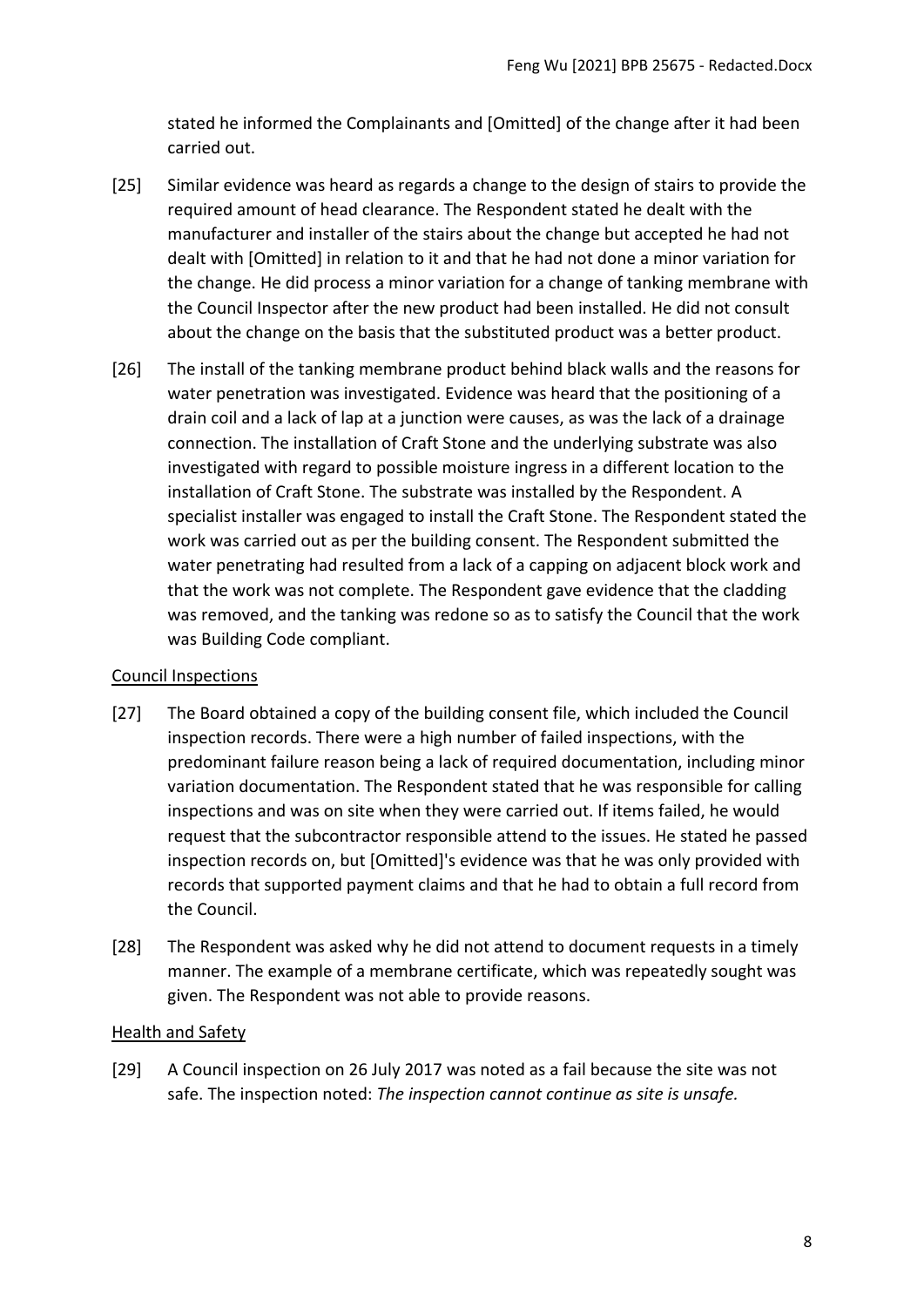stated he informed the Complainants and [Omitted] of the change after it had been carried out.

[25] Similar evidence was heard as regards a change to the design of stairs to provide the required amount of head clearance. The Respondent stated he dealt with the manufacturer and installer of the stairs about the change but accepted he had not dealt with [Omitted] in relation to it and that he had not done a minor variation for the change. He did process a minor variation for a change of tanking membrane with the Council Inspector after the new product had been installed. He did not consult about the change on the basis that the substituted product was a better product.

[26] The install of the tanking membrane product behind black walls and the reasons for water penetration was investigated. Evidence was heard that the positioning of a drain coil and a lack of lap at a junction were causes, as was the lack of a drainage connection. The installation of Craft Stone and the underlying substrate was also investigated with regard to possible moisture ingress in a different location to the installation of Craft Stone. The substrate was installed by the Respondent. A specialist installer was engaged to install the Craft Stone. The Respondent stated the work was carried out as per the building consent. The Respondent submitted the water penetrating had resulted from a lack of a capping on adjacent block work and that the work was not complete. The Respondent gave evidence that the cladding was removed, and the tanking was redone so as to satisfy the Council that the work was Building Code compliant.

Council Inspections

[27] The Board obtained a copy of the building consent file, which included the Council inspection records. There were a high number of failed inspections, with the predominant failure reason being a lack of required documentation, including minor variation documentation. The Respondent stated that he was responsible for calling inspections and was on site when they were carried out. If items failed, he would request that the subcontractor responsible attend to the issues. He stated he passed inspection records on, but [Omitted]'s evidence was that he was only provided with records that supported payment claims and that he had to obtain a full record from the Council.

[28] The Respondent was asked why he did not attend to document requests in a timely manner. The example of a membrane certificate, which was repeatedly sought was given. The Respondent was not able to provide reasons.

Health and Safety

[29] A Council inspection on 26 July 2017 was noted as a fail because the site was not safe. The inspection noted: *The inspection cannot continue as site is unsafe.*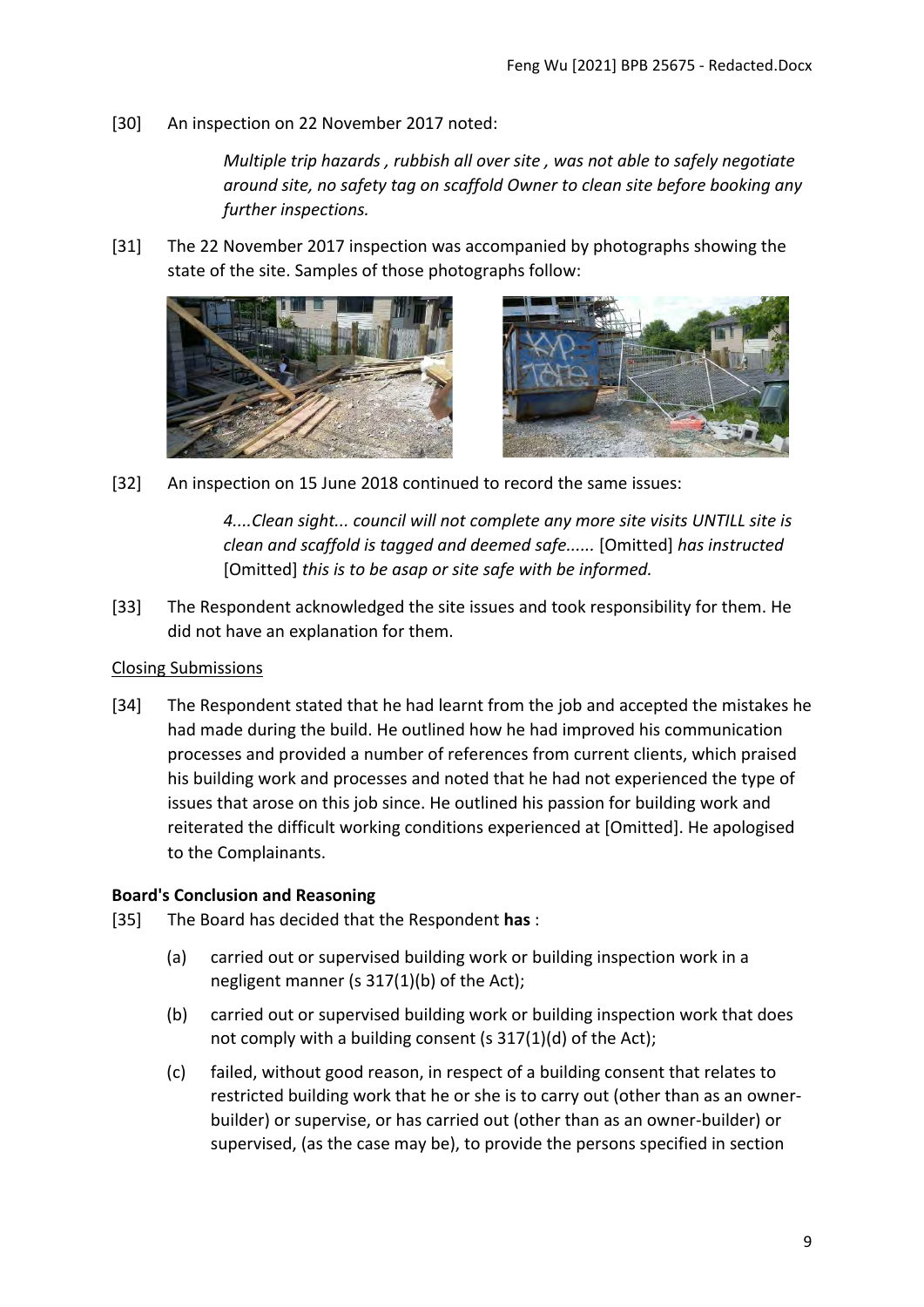[30] An inspection on 22 November 2017 noted:

> *Multiple trip hazards , rubbish all over site , was not able to safely negotiate around site, no safety tag on scaffold Owner to clean site before booking any further inspections.*

[31] The 22 November 2017 inspection was accompanied by photographs showing the state of the site. Samples of those photographs follow:

[32] An inspection on 15 June 2018 continued to record the same issues:

> *4....Clean sight... council will not complete any more site visits UNTILL site is clean and scaffold is tagged and deemed safe......* [Omitted] *has instructed* [Omitted] *this is to be asap or site safe with be informed.*

[33] The Respondent acknowledged the site issues and took responsibility for them. He did not have an explanation for them.

<u>Closing Submissions</u>

[34] The Respondent stated that he had learnt from the job and accepted the mistakes he had made during the build. He outlined how he had improved his communication processes and provided a number of references from current clients, which praised his building work and processes and noted that he had not experienced the type of issues that arose on this job since. He outlined his passion for building work and reiterated the difficult working conditions experienced at [Omitted]. He apologised to the Complainants.

**Board's Conclusion and Reasoning**

[35] The Board has decided that the Respondent **has** :

(a) carried out or supervised building work or building inspection work in a negligent manner (s 317(1)(b) of the Act);

(b) carried out or supervised building work or building inspection work that does not comply with a building consent (s 317(1)(d) of the Act);

(c) failed, without good reason, in respect of a building consent that relates to restricted building work that he or she is to carry out (other than as an owner-builder) or supervise, or has carried out (other than as an owner-builder) or supervised, (as the case may be), to provide the persons specified in section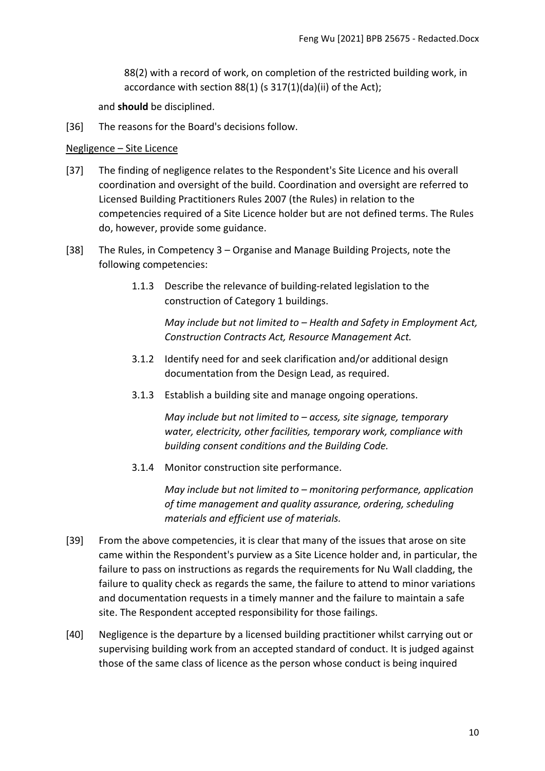88(2) with a record of work, on completion of the restricted building work, in accordance with section 88(1) (s 317(1)(da)(ii) of the Act);

and **should** be disciplined.

[36] The reasons for the Board's decisions follow.

<u>Negligence – Site Licence</u>

[37] The finding of negligence relates to the Respondent's Site Licence and his overall coordination and oversight of the build. Coordination and oversight are referred to Licensed Building Practitioners Rules 2007 (the Rules) in relation to the competencies required of a Site Licence holder but are not defined terms. The Rules do, however, provide some guidance.

[38] The Rules, in Competency 3 – Organise and Manage Building Projects, note the following competencies:

> 1.1.3 Describe the relevance of building-related legislation to the construction of Category 1 buildings.
>
> *May include but not limited to – Health and Safety in Employment Act, Construction Contracts Act, Resource Management Act.*
>
> 3.1.2 Identify need for and seek clarification and/or additional design documentation from the Design Lead, as required.
>
> 3.1.3 Establish a building site and manage ongoing operations.
>
> *May include but not limited to – access, site signage, temporary water, electricity, other facilities, temporary work, compliance with building consent conditions and the Building Code.*
>
> 3.1.4 Monitor construction site performance.
>
> *May include but not limited to – monitoring performance, application of time management and quality assurance, ordering, scheduling materials and efficient use of materials.*

[39] From the above competencies, it is clear that many of the issues that arose on site came within the Respondent's purview as a Site Licence holder and, in particular, the failure to pass on instructions as regards the requirements for Nu Wall cladding, the failure to quality check as regards the same, the failure to attend to minor variations and documentation requests in a timely manner and the failure to maintain a safe site. The Respondent accepted responsibility for those failings.

[40] Negligence is the departure by a licensed building practitioner whilst carrying out or supervising building work from an accepted standard of conduct. It is judged against those of the same class of licence as the person whose conduct is being inquired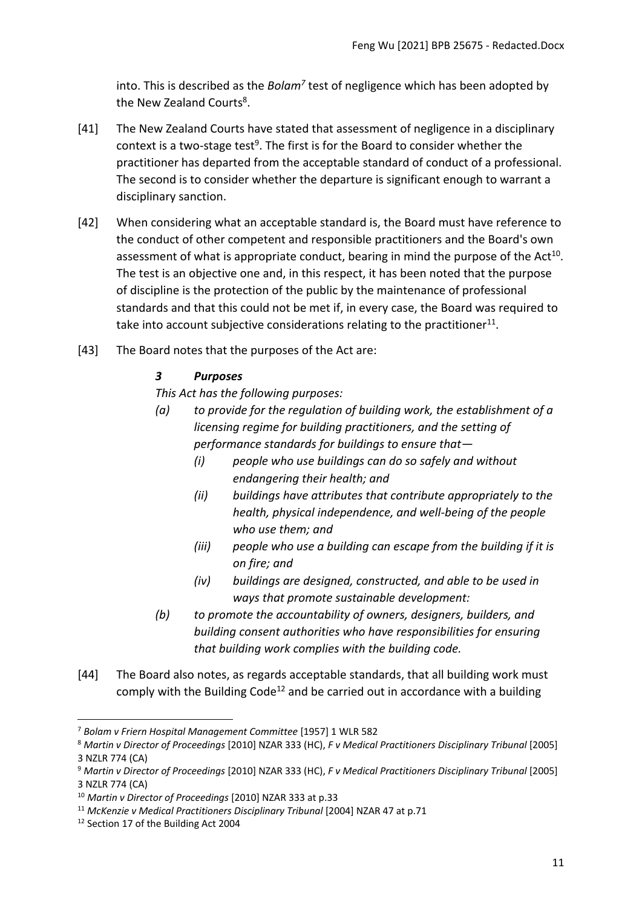into. This is described as the *Bolam*[7] test of negligence which has been adopted by the New Zealand Courts[8].

[41] The New Zealand Courts have stated that assessment of negligence in a disciplinary context is a two-stage test[9]. The first is for the Board to consider whether the practitioner has departed from the acceptable standard of conduct of a professional. The second is to consider whether the departure is significant enough to warrant a disciplinary sanction.

[42] When considering what an acceptable standard is, the Board must have reference to the conduct of other competent and responsible practitioners and the Board's own assessment of what is appropriate conduct, bearing in mind the purpose of the Act[10]. The test is an objective one and, in this respect, it has been noted that the purpose of discipline is the protection of the public by the maintenance of professional standards and that this could not be met if, in every case, the Board was required to take into account subjective considerations relating to the practitioner[11].

[43] The Board notes that the purposes of the Act are:

> ***3 Purposes***
>
> *This Act has the following purposes:*
>
> *(a) to provide for the regulation of building work, the establishment of a licensing regime for building practitioners, and the setting of performance standards for buildings to ensure that—*
>
> *(i) people who use buildings can do so safely and without endangering their health; and*
>
> *(ii) buildings have attributes that contribute appropriately to the health, physical independence, and well-being of the people who use them; and*
>
> *(iii) people who use a building can escape from the building if it is on fire; and*
>
> *(iv) buildings are designed, constructed, and able to be used in ways that promote sustainable development:*
>
> *(b) to promote the accountability of owners, designers, builders, and building consent authorities who have responsibilities for ensuring that building work complies with the building code.*

[44] The Board also notes, as regards acceptable standards, that all building work must comply with the Building Code[12] and be carried out in accordance with a building

---

[7] *Bolam v Friern Hospital Management Committee* [1957] 1 WLR 582

[8] *Martin v Director of Proceedings* [2010] NZAR 333 (HC), *F v Medical Practitioners Disciplinary Tribunal* [2005] 3 NZLR 774 (CA)

[9] *Martin v Director of Proceedings* [2010] NZAR 333 (HC), *F v Medical Practitioners Disciplinary Tribunal* [2005] 3 NZLR 774 (CA)

[10] *Martin v Director of Proceedings* [2010] NZAR 333 at p.33

[11] *McKenzie v Medical Practitioners Disciplinary Tribunal* [2004] NZAR 47 at p.71

[12] Section 17 of the Building Act 2004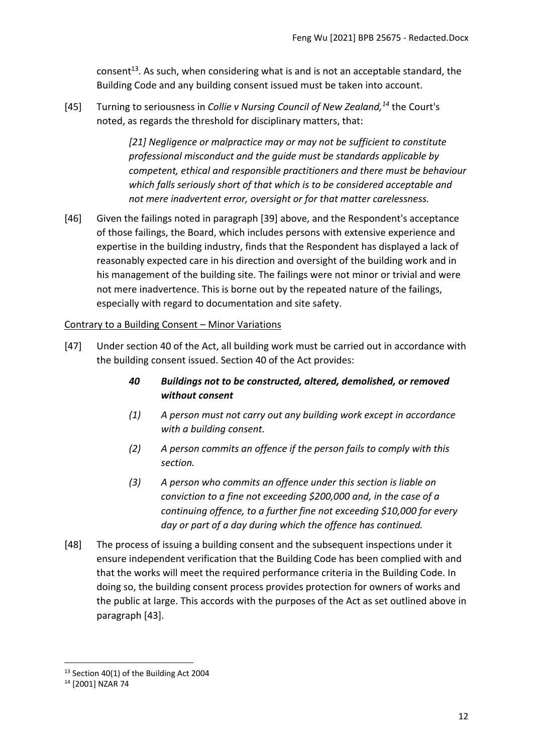consent[13]. As such, when considering what is and is not an acceptable standard, the Building Code and any building consent issued must be taken into account.

[45] Turning to seriousness in *Collie v Nursing Council of New Zealand,*[14] the Court's noted, as regards the threshold for disciplinary matters, that:

> *[21] Negligence or malpractice may or may not be sufficient to constitute professional misconduct and the guide must be standards applicable by competent, ethical and responsible practitioners and there must be behaviour which falls seriously short of that which is to be considered acceptable and not mere inadvertent error, oversight or for that matter carelessness.*

[46] Given the failings noted in paragraph [39] above, and the Respondent's acceptance of those failings, the Board, which includes persons with extensive experience and expertise in the building industry, finds that the Respondent has displayed a lack of reasonably expected care in his direction and oversight of the building work and in his management of the building site. The failings were not minor or trivial and were not mere inadvertence. This is borne out by the repeated nature of the failings, especially with regard to documentation and site safety.

<u>Contrary to a Building Consent – Minor Variations</u>

[47] Under section 40 of the Act, all building work must be carried out in accordance with the building consent issued. Section 40 of the Act provides:

> ***40 Buildings not to be constructed, altered, demolished, or removed without consent***
>
> *(1) A person must not carry out any building work except in accordance with a building consent.*
>
> *(2) A person commits an offence if the person fails to comply with this section.*
>
> *(3) A person who commits an offence under this section is liable on conviction to a fine not exceeding $200,000 and, in the case of a continuing offence, to a further fine not exceeding $10,000 for every day or part of a day during which the offence has continued.*

[48] The process of issuing a building consent and the subsequent inspections under it ensure independent verification that the Building Code has been complied with and that the works will meet the required performance criteria in the Building Code. In doing so, the building consent process provides protection for owners of works and the public at large. This accords with the purposes of the Act as set outlined above in paragraph [43].

---

[13] Section 40(1) of the Building Act 2004

[14] [2001] NZAR 74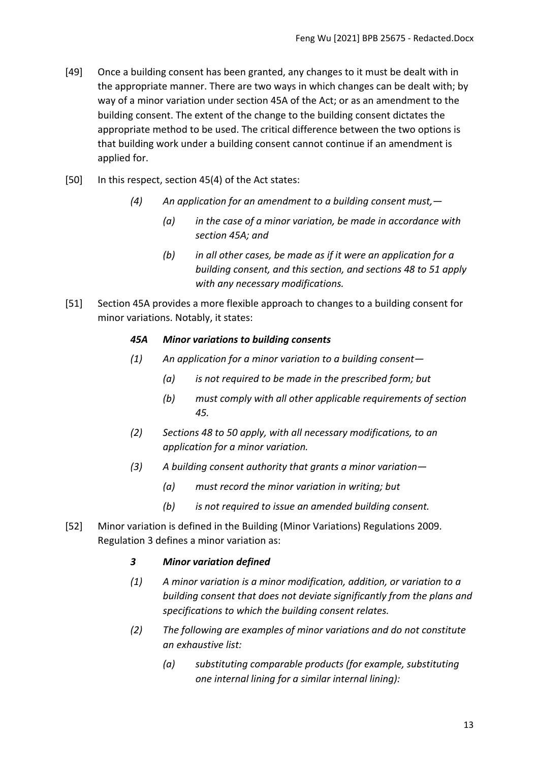[49] Once a building consent has been granted, any changes to it must be dealt with in the appropriate manner. There are two ways in which changes can be dealt with; by way of a minor variation under section 45A of the Act; or as an amendment to the building consent. The extent of the change to the building consent dictates the appropriate method to be used. The critical difference between the two options is that building work under a building consent cannot continue if an amendment is applied for.

[50] In this respect, section 45(4) of the Act states:

> *(4) An application for an amendment to a building consent must,—*
>
> > *(a) in the case of a minor variation, be made in accordance with section 45A; and*
> >
> > *(b) in all other cases, be made as if it were an application for a building consent, and this section, and sections 48 to 51 apply with any necessary modifications.*

[51] Section 45A provides a more flexible approach to changes to a building consent for minor variations. Notably, it states:

> ***45A Minor variations to building consents***
>
> *(1) An application for a minor variation to a building consent—*
>
> > *(a) is not required to be made in the prescribed form; but*
> >
> > *(b) must comply with all other applicable requirements of section 45.*
>
> *(2) Sections 48 to 50 apply, with all necessary modifications, to an application for a minor variation.*
>
> *(3) A building consent authority that grants a minor variation—*
>
> > *(a) must record the minor variation in writing; but*
> >
> > *(b) is not required to issue an amended building consent.*

[52] Minor variation is defined in the Building (Minor Variations) Regulations 2009. Regulation 3 defines a minor variation as:

> ***3 Minor variation defined***
>
> *(1) A minor variation is a minor modification, addition, or variation to a building consent that does not deviate significantly from the plans and specifications to which the building consent relates.*
>
> *(2) The following are examples of minor variations and do not constitute an exhaustive list:*
>
> > *(a) substituting comparable products (for example, substituting one internal lining for a similar internal lining):*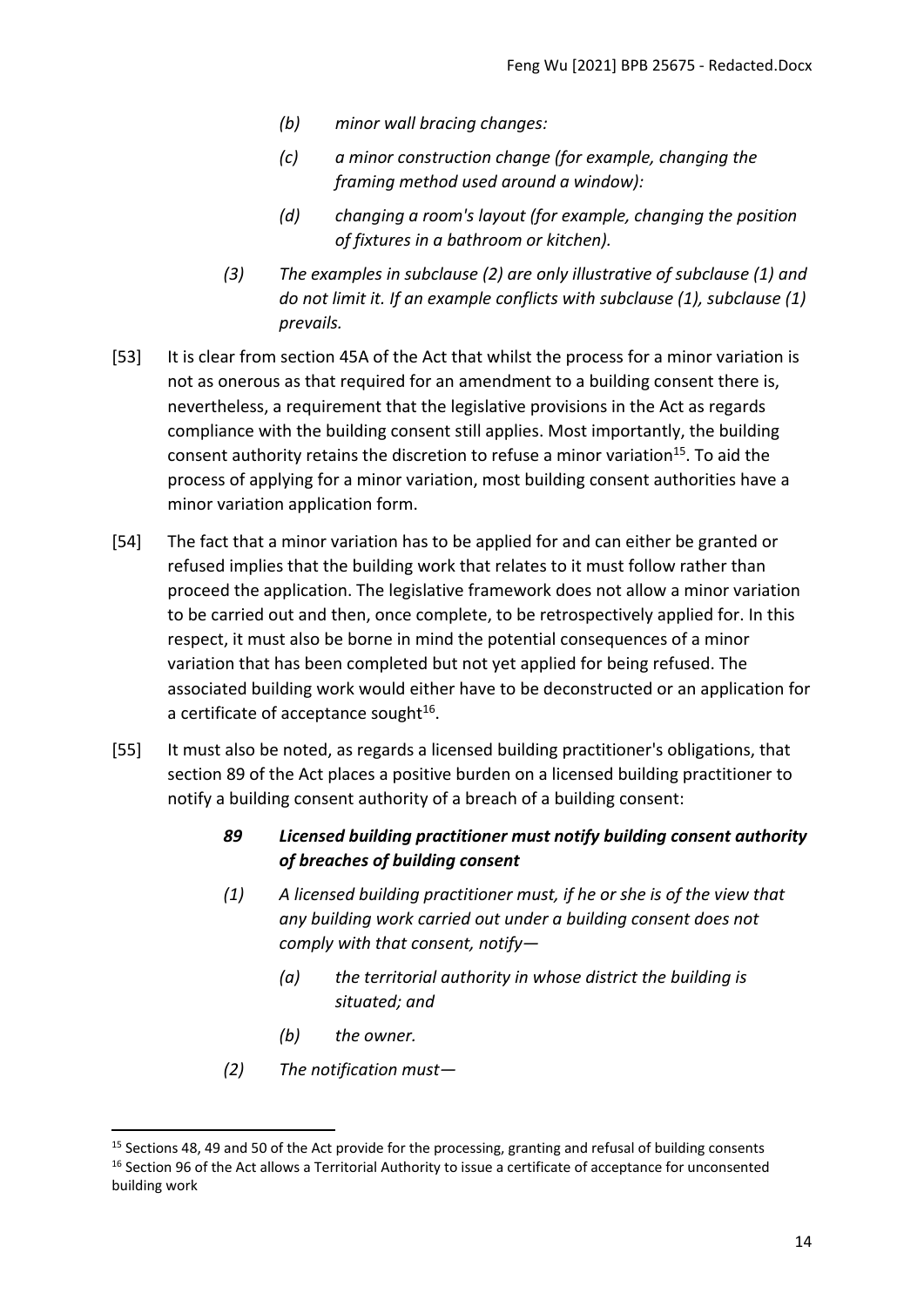*(b) minor wall bracing changes:*

*(c) a minor construction change (for example, changing the framing method used around a window):*

*(d) changing a room's layout (for example, changing the position of fixtures in a bathroom or kitchen).*

*(3) The examples in subclause (2) are only illustrative of subclause (1) and do not limit it. If an example conflicts with subclause (1), subclause (1) prevails.*

[53] It is clear from section 45A of the Act that whilst the process for a minor variation is not as onerous as that required for an amendment to a building consent there is, nevertheless, a requirement that the legislative provisions in the Act as regards compliance with the building consent still applies. Most importantly, the building consent authority retains the discretion to refuse a minor variation[15]. To aid the process of applying for a minor variation, most building consent authorities have a minor variation application form.

[54] The fact that a minor variation has to be applied for and can either be granted or refused implies that the building work that relates to it must follow rather than proceed the application. The legislative framework does not allow a minor variation to be carried out and then, once complete, to be retrospectively applied for. In this respect, it must also be borne in mind the potential consequences of a minor variation that has been completed but not yet applied for being refused. The associated building work would either have to be deconstructed or an application for a certificate of acceptance sought[16].

[55] It must also be noted, as regards a licensed building practitioner's obligations, that section 89 of the Act places a positive burden on a licensed building practitioner to notify a building consent authority of a breach of a building consent:

***89 Licensed building practitioner must notify building consent authority of breaches of building consent***

*(1) A licensed building practitioner must, if he or she is of the view that any building work carried out under a building consent does not comply with that consent, notify—*

*(a) the territorial authority in whose district the building is situated; and*

*(b) the owner.*

*(2) The notification must—*

---

[15] Sections 48, 49 and 50 of the Act provide for the processing, granting and refusal of building consents

[16] Section 96 of the Act allows a Territorial Authority to issue a certificate of acceptance for unconsented building work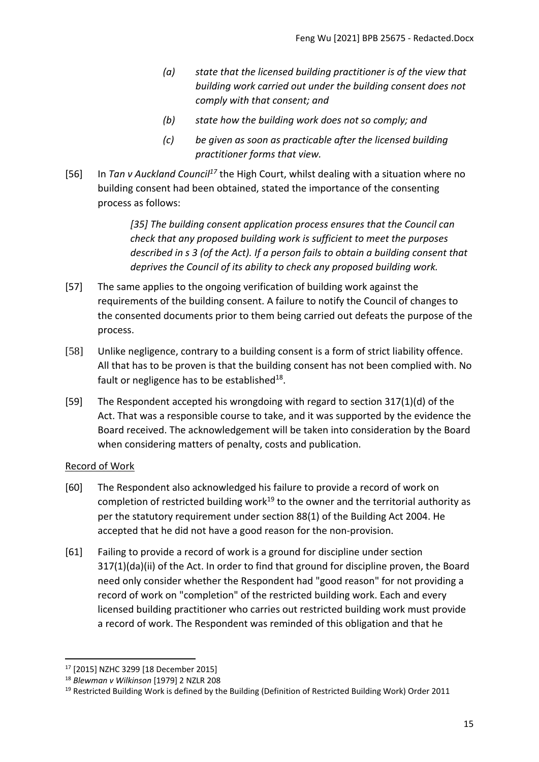> *(a) state that the licensed building practitioner is of the view that building work carried out under the building consent does not comply with that consent; and*
>
> *(b) state how the building work does not so comply; and*
>
> *(c) be given as soon as practicable after the licensed building practitioner forms that view.*

[56] In *Tan v Auckland Council*[17] the High Court, whilst dealing with a situation where no building consent had been obtained, stated the importance of the consenting process as follows:

> *[35] The building consent application process ensures that the Council can check that any proposed building work is sufficient to meet the purposes described in s 3 (of the Act). If a person fails to obtain a building consent that deprives the Council of its ability to check any proposed building work.*

[57] The same applies to the ongoing verification of building work against the requirements of the building consent. A failure to notify the Council of changes to the consented documents prior to them being carried out defeats the purpose of the process.

[58] Unlike negligence, contrary to a building consent is a form of strict liability offence. All that has to be proven is that the building consent has not been complied with. No fault or negligence has to be established[18].

[59] The Respondent accepted his wrongdoing with regard to section 317(1)(d) of the Act. That was a responsible course to take, and it was supported by the evidence the Board received. The acknowledgement will be taken into consideration by the Board when considering matters of penalty, costs and publication.

Record of Work

[60] The Respondent also acknowledged his failure to provide a record of work on completion of restricted building work[19] to the owner and the territorial authority as per the statutory requirement under section 88(1) of the Building Act 2004. He accepted that he did not have a good reason for the non-provision.

[61] Failing to provide a record of work is a ground for discipline under section 317(1)(da)(ii) of the Act. In order to find that ground for discipline proven, the Board need only consider whether the Respondent had "good reason" for not providing a record of work on "completion" of the restricted building work. Each and every licensed building practitioner who carries out restricted building work must provide a record of work. The Respondent was reminded of this obligation and that he

---

[17] [2015] NZHC 3299 [18 December 2015]

[18] *Blewman v Wilkinson* [1979] 2 NZLR 208

[19] Restricted Building Work is defined by the Building (Definition of Restricted Building Work) Order 2011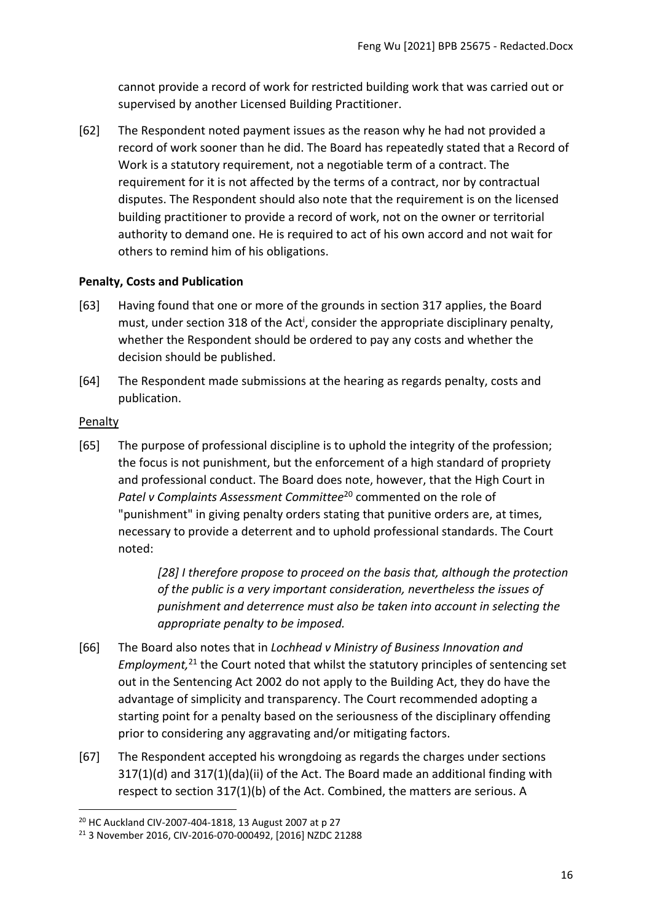cannot provide a record of work for restricted building work that was carried out or supervised by another Licensed Building Practitioner.

[62] The Respondent noted payment issues as the reason why he had not provided a record of work sooner than he did. The Board has repeatedly stated that a Record of Work is a statutory requirement, not a negotiable term of a contract. The requirement for it is not affected by the terms of a contract, nor by contractual disputes. The Respondent should also note that the requirement is on the licensed building practitioner to provide a record of work, not on the owner or territorial authority to demand one. He is required to act of his own accord and not wait for others to remind him of his obligations.

**Penalty, Costs and Publication**

[63] Having found that one or more of the grounds in section 317 applies, the Board must, under section 318 of the Act[i], consider the appropriate disciplinary penalty, whether the Respondent should be ordered to pay any costs and whether the decision should be published.

[64] The Respondent made submissions at the hearing as regards penalty, costs and publication.

Penalty

[65] The purpose of professional discipline is to uphold the integrity of the profession; the focus is not punishment, but the enforcement of a high standard of propriety and professional conduct. The Board does note, however, that the High Court in *Patel v Complaints Assessment Committee*[20] commented on the role of "punishment" in giving penalty orders stating that punitive orders are, at times, necessary to provide a deterrent and to uphold professional standards. The Court noted:

> *[28] I therefore propose to proceed on the basis that, although the protection of the public is a very important consideration, nevertheless the issues of punishment and deterrence must also be taken into account in selecting the appropriate penalty to be imposed.*

[66] The Board also notes that in *Lochhead v Ministry of Business Innovation and Employment,*[21] the Court noted that whilst the statutory principles of sentencing set out in the Sentencing Act 2002 do not apply to the Building Act, they do have the advantage of simplicity and transparency. The Court recommended adopting a starting point for a penalty based on the seriousness of the disciplinary offending prior to considering any aggravating and/or mitigating factors.

[67] The Respondent accepted his wrongdoing as regards the charges under sections 317(1)(d) and 317(1)(da)(ii) of the Act. The Board made an additional finding with respect to section 317(1)(b) of the Act. Combined, the matters are serious. A

---

[20] HC Auckland CIV-2007-404-1818, 13 August 2007 at p 27

[21] 3 November 2016, CIV-2016-070-000492, [2016] NZDC 21288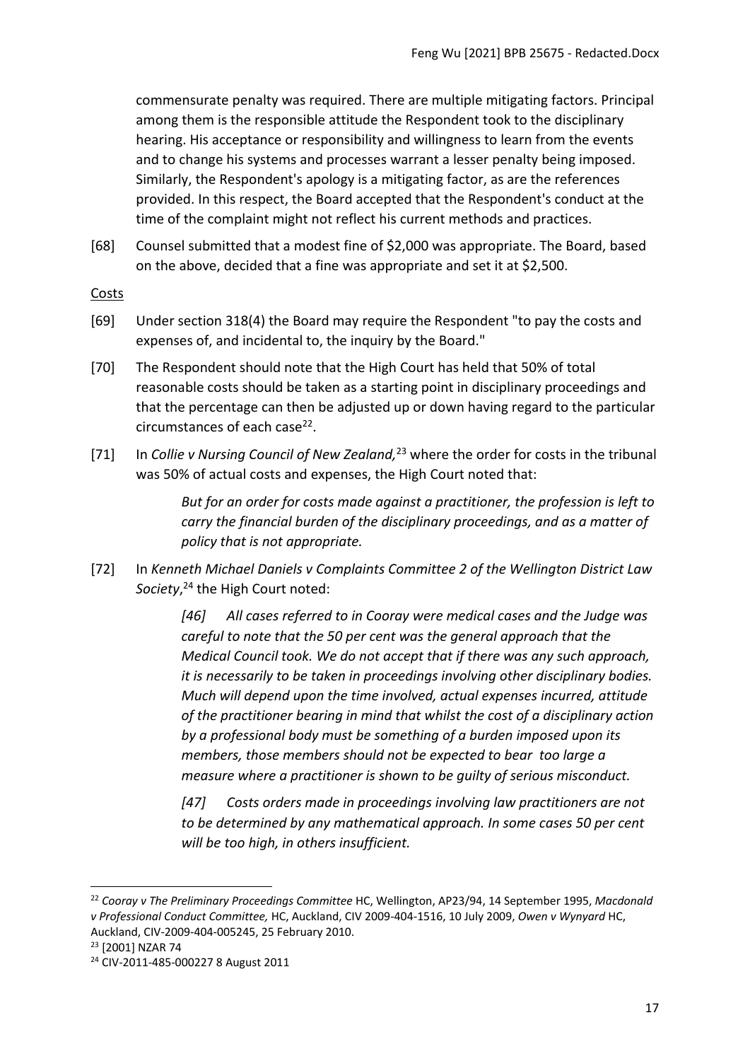commensurate penalty was required. There are multiple mitigating factors. Principal among them is the responsible attitude the Respondent took to the disciplinary hearing. His acceptance or responsibility and willingness to learn from the events and to change his systems and processes warrant a lesser penalty being imposed. Similarly, the Respondent's apology is a mitigating factor, as are the references provided. In this respect, the Board accepted that the Respondent's conduct at the time of the complaint might not reflect his current methods and practices.

[68] Counsel submitted that a modest fine of $2,000 was appropriate. The Board, based on the above, decided that a fine was appropriate and set it at $2,500.

<u>Costs</u>

[69] Under section 318(4) the Board may require the Respondent "to pay the costs and expenses of, and incidental to, the inquiry by the Board."

[70] The Respondent should note that the High Court has held that 50% of total reasonable costs should be taken as a starting point in disciplinary proceedings and that the percentage can then be adjusted up or down having regard to the particular circumstances of each case[22].

[71] In *Collie v Nursing Council of New Zealand,*[23] where the order for costs in the tribunal was 50% of actual costs and expenses, the High Court noted that:

> *But for an order for costs made against a practitioner, the profession is left to carry the financial burden of the disciplinary proceedings, and as a matter of policy that is not appropriate.*

[72] In *Kenneth Michael Daniels v Complaints Committee 2 of the Wellington District Law Society*,[24] the High Court noted:

> *[46] All cases referred to in Cooray were medical cases and the Judge was careful to note that the 50 per cent was the general approach that the Medical Council took. We do not accept that if there was any such approach, it is necessarily to be taken in proceedings involving other disciplinary bodies. Much will depend upon the time involved, actual expenses incurred, attitude of the practitioner bearing in mind that whilst the cost of a disciplinary action by a professional body must be something of a burden imposed upon its members, those members should not be expected to bear too large a measure where a practitioner is shown to be guilty of serious misconduct.*
>
> *[47] Costs orders made in proceedings involving law practitioners are not to be determined by any mathematical approach. In some cases 50 per cent will be too high, in others insufficient.*

---

[22] *Cooray v The Preliminary Proceedings Committee* HC, Wellington, AP23/94, 14 September 1995, *Macdonald v Professional Conduct Committee,* HC, Auckland, CIV 2009-404-1516, 10 July 2009, *Owen v Wynyard* HC, Auckland, CIV-2009-404-005245, 25 February 2010.

[23] [2001] NZAR 74

[24] CIV-2011-485-000227 8 August 2011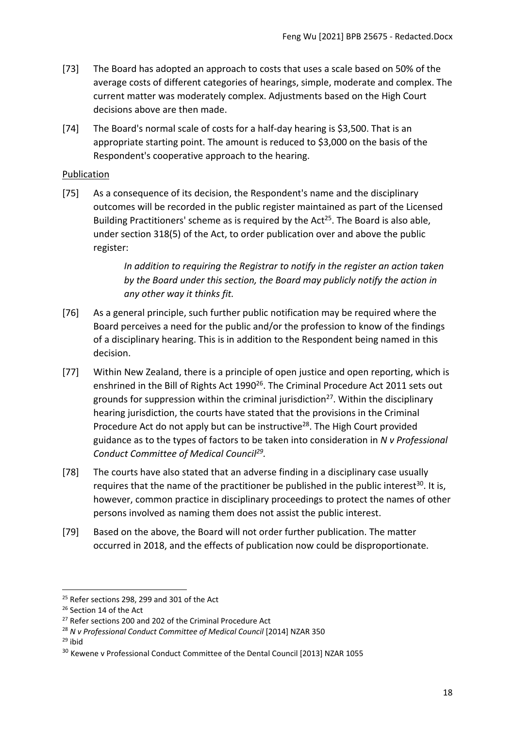[73] The Board has adopted an approach to costs that uses a scale based on 50% of the average costs of different categories of hearings, simple, moderate and complex. The current matter was moderately complex. Adjustments based on the High Court decisions above are then made.

[74] The Board's normal scale of costs for a half-day hearing is $3,500. That is an appropriate starting point. The amount is reduced to $3,000 on the basis of the Respondent's cooperative approach to the hearing.

Publication

[75] As a consequence of its decision, the Respondent's name and the disciplinary outcomes will be recorded in the public register maintained as part of the Licensed Building Practitioners' scheme as is required by the Act[25]. The Board is also able, under section 318(5) of the Act, to order publication over and above the public register:

> *In addition to requiring the Registrar to notify in the register an action taken by the Board under this section, the Board may publicly notify the action in any other way it thinks fit.*

[76] As a general principle, such further public notification may be required where the Board perceives a need for the public and/or the profession to know of the findings of a disciplinary hearing. This is in addition to the Respondent being named in this decision.

[77] Within New Zealand, there is a principle of open justice and open reporting, which is enshrined in the Bill of Rights Act 1990[26]. The Criminal Procedure Act 2011 sets out grounds for suppression within the criminal jurisdiction[27]. Within the disciplinary hearing jurisdiction, the courts have stated that the provisions in the Criminal Procedure Act do not apply but can be instructive[28]. The High Court provided guidance as to the types of factors to be taken into consideration in *N v Professional Conduct Committee of Medical Council*[29].

[78] The courts have also stated that an adverse finding in a disciplinary case usually requires that the name of the practitioner be published in the public interest[30]. It is, however, common practice in disciplinary proceedings to protect the names of other persons involved as naming them does not assist the public interest.

[79] Based on the above, the Board will not order further publication. The matter occurred in 2018, and the effects of publication now could be disproportionate.

---

[25] Refer sections 298, 299 and 301 of the Act

[26] Section 14 of the Act

[27] Refer sections 200 and 202 of the Criminal Procedure Act

[28] *N v Professional Conduct Committee of Medical Council* [2014] NZAR 350

[29] ibid

[30] Kewene v Professional Conduct Committee of the Dental Council [2013] NZAR 1055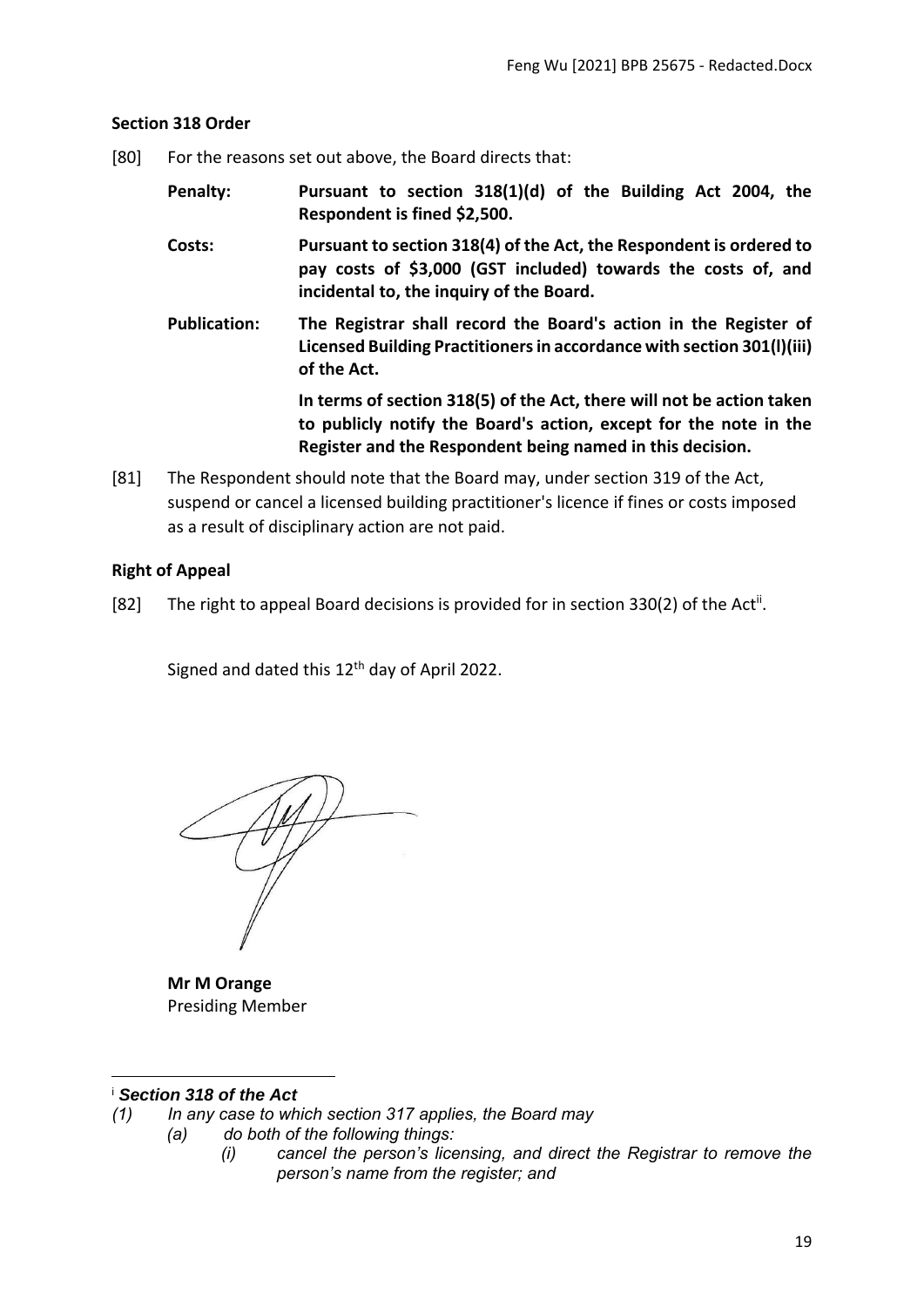### Section 318 Order

[80] For the reasons set out above, the Board directs that:

**Penalty:** **Pursuant to section 318(1)(d) of the Building Act 2004, the Respondent is fined $2,500.**

**Costs:** **Pursuant to section 318(4) of the Act, the Respondent is ordered to pay costs of $3,000 (GST included) towards the costs of, and incidental to, the inquiry of the Board.**

**Publication:** **The Registrar shall record the Board's action in the Register of Licensed Building Practitioners in accordance with section 301(l)(iii) of the Act.**

**In terms of section 318(5) of the Act, there will not be action taken to publicly notify the Board's action, except for the note in the Register and the Respondent being named in this decision.**

[81] The Respondent should note that the Board may, under section 319 of the Act, suspend or cancel a licensed building practitioner's licence if fines or costs imposed as a result of disciplinary action are not paid.

### Right of Appeal

[82] The right to appeal Board decisions is provided for in section 330(2) of the Act[ii].

Signed and dated this 12th day of April 2022.

**Mr M Orange**
Presiding Member

---

[i] ***Section 318 of the Act***

*(1) In any case to which section 317 applies, the Board may*

*(a) do both of the following things:*

*(i) cancel the person's licensing, and direct the Registrar to remove the person's name from the register; and*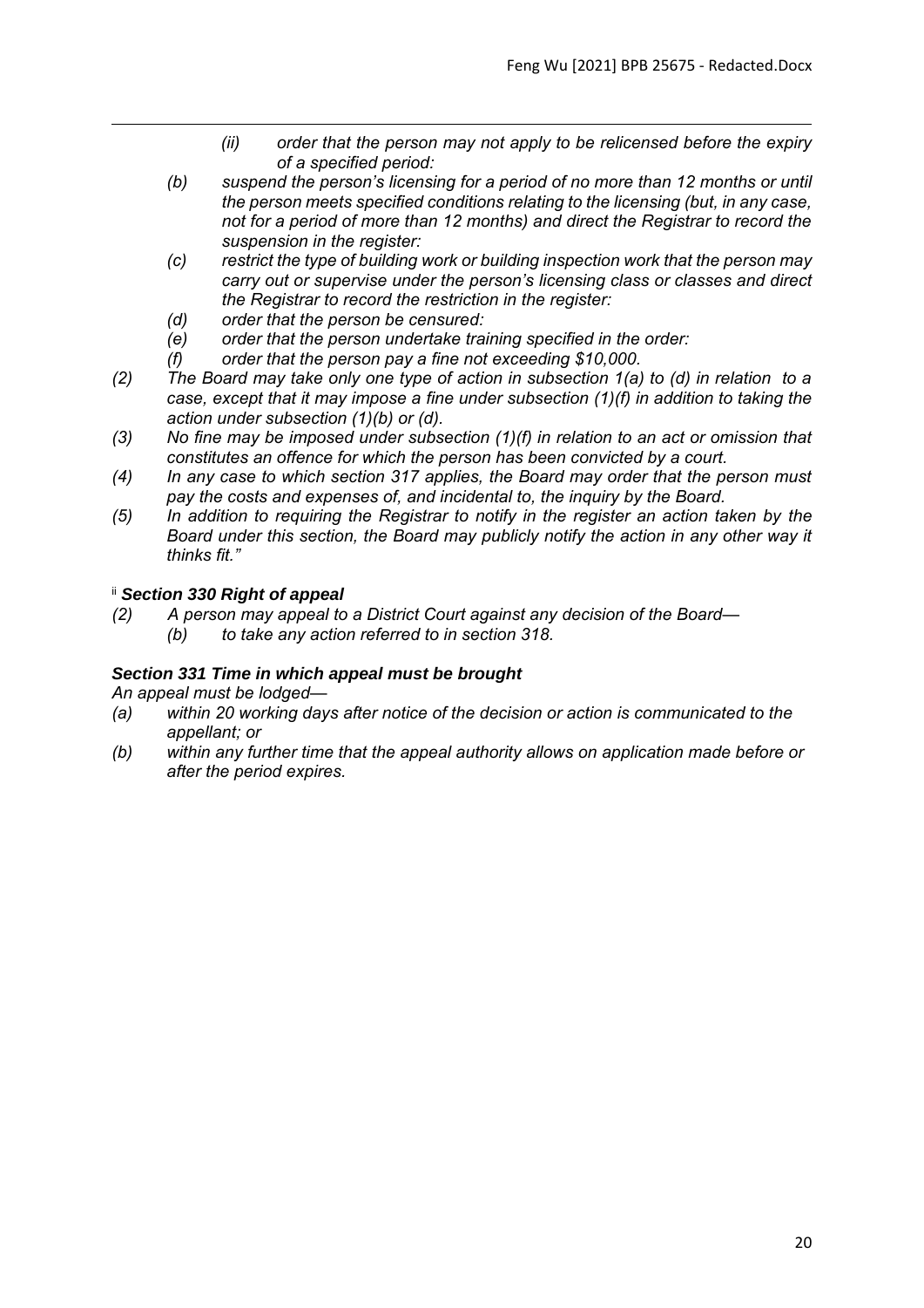*(ii) order that the person may not apply to be relicensed before the expiry of a specified period:*

*(b) suspend the person's licensing for a period of no more than 12 months or until the person meets specified conditions relating to the licensing (but, in any case, not for a period of more than 12 months) and direct the Registrar to record the suspension in the register:*

*(c) restrict the type of building work or building inspection work that the person may carry out or supervise under the person's licensing class or classes and direct the Registrar to record the restriction in the register:*

*(d) order that the person be censured:*

*(e) order that the person undertake training specified in the order:*

*(f) order that the person pay a fine not exceeding $10,000.*

*(2) The Board may take only one type of action in subsection 1(a) to (d) in relation to a case, except that it may impose a fine under subsection (1)(f) in addition to taking the action under subsection (1)(b) or (d).*

*(3) No fine may be imposed under subsection (1)(f) in relation to an act or omission that constitutes an offence for which the person has been convicted by a court.*

*(4) In any case to which section 317 applies, the Board may order that the person must pay the costs and expenses of, and incidental to, the inquiry by the Board.*

*(5) In addition to requiring the Registrar to notify in the register an action taken by the Board under this section, the Board may publicly notify the action in any other way it thinks fit."*

[ii] ***Section 330 Right of appeal***

*(2) A person may appeal to a District Court against any decision of the Board—*

*(b) to take any action referred to in section 318.*

***Section 331 Time in which appeal must be brought***

*An appeal must be lodged—*

*(a) within 20 working days after notice of the decision or action is communicated to the appellant; or*

*(b) within any further time that the appeal authority allows on application made before or after the period expires.*